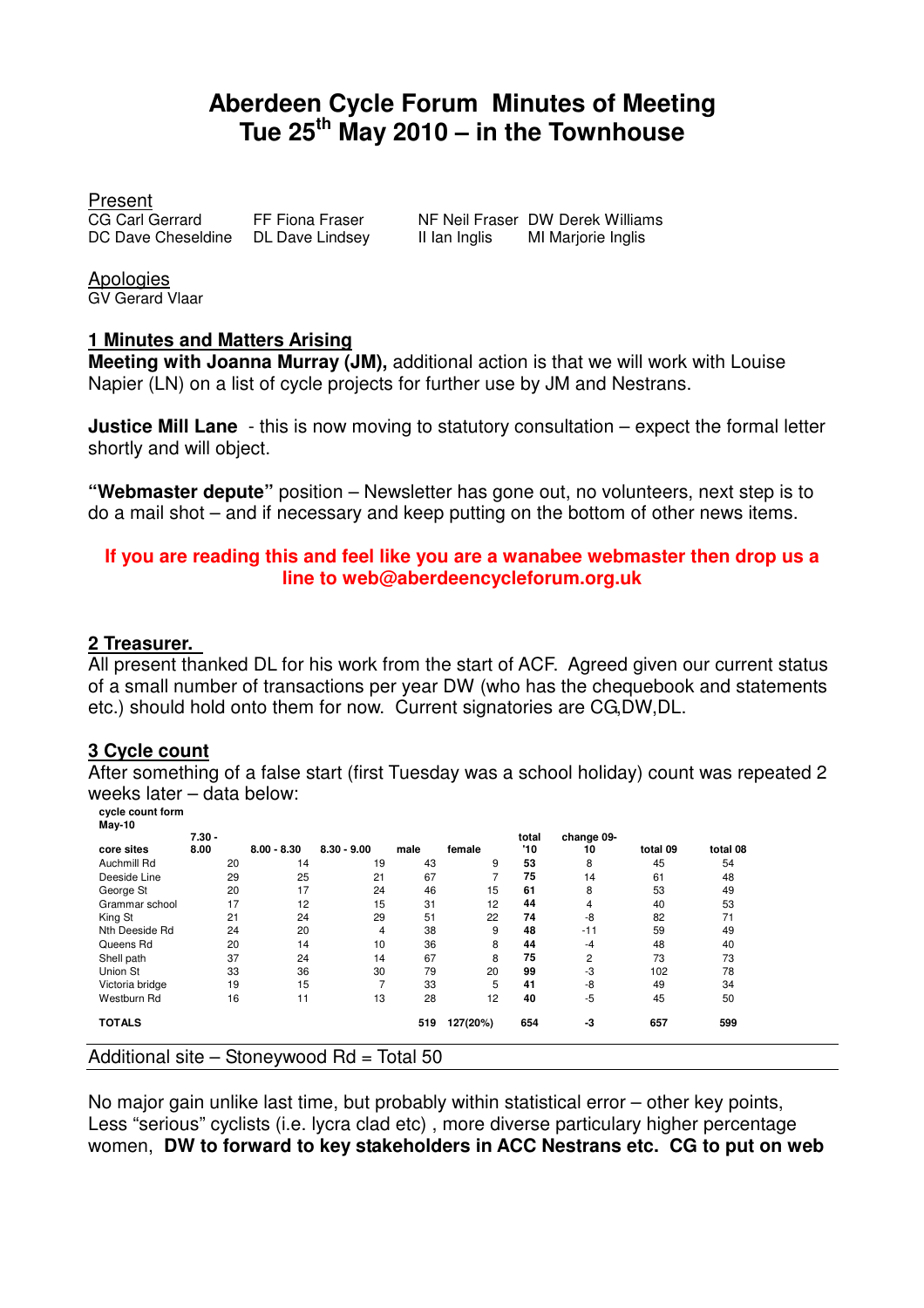# Aberdeen Cycle Forum Minutes of Meeting
# Tue 25th May 2010 – in the Townhouse

Present

CG Carl Gerrard    FF Fiona Fraser    NF Neil Fraser    DW Derek Williams
DC Dave Cheseldine    DL Dave Lindsey    II Ian Inglis    MI Marjorie Inglis

Apologies

GV Gerard Vlaar

## 1 Minutes and Matters Arising

**Meeting with Joanna Murray (JM),** additional action is that we will work with Louise Napier (LN) on a list of cycle projects for further use by JM and Nestrans.

**Justice Mill Lane** - this is now moving to statutory consultation – expect the formal letter shortly and will object.

**"Webmaster depute"** position – Newsletter has gone out, no volunteers, next step is to do a mail shot – and if necessary and keep putting on the bottom of other news items.

**If you are reading this and feel like you are a wanabee webmaster then drop us a line to web@aberdeencycleforum.org.uk**

## 2 Treasurer.

All present thanked DL for his work from the start of ACF. Agreed given our current status of a small number of transactions per year DW (who has the chequebook and statements etc.) should hold onto them for now. Current signatories are CG,DW,DL.

## 3 Cycle count

After something of a false start (first Tuesday was a school holiday) count was repeated 2 weeks later – data below:

**cycle count form**
**May-10**

| core sites | 7.30 - 8.00 | 8.00 - 8.30 | 8.30 - 9.00 | male | female | total '10 | change 09-10 | total 09 | total 08 |
|---|---|---|---|---|---|---|---|---|---|
| Auchmill Rd | 20 | 14 | 19 | 43 | 9 | **53** | 8 | 45 | 54 |
| Deeside Line | 29 | 25 | 21 | 67 | 7 | **75** | 14 | 61 | 48 |
| George St | 20 | 17 | 24 | 46 | 15 | **61** | 8 | 53 | 49 |
| Grammar school | 17 | 12 | 15 | 31 | 12 | **44** | 4 | 40 | 53 |
| King St | 21 | 24 | 29 | 51 | 22 | **74** | -8 | 82 | 71 |
| Nth Deeside Rd | 24 | 20 | 4 | 38 | 9 | **48** | -11 | 59 | 49 |
| Queens Rd | 20 | 14 | 10 | 36 | 8 | **44** | -4 | 48 | 40 |
| Shell path | 37 | 24 | 14 | 67 | 8 | **75** | 2 | 73 | 73 |
| Union St | 33 | 36 | 30 | 79 | 20 | **99** | -3 | 102 | 78 |
| Victoria bridge | 19 | 15 | 7 | 33 | 5 | **41** | -8 | 49 | 34 |
| Westburn Rd | 16 | 11 | 13 | 28 | 12 | **40** | -5 | 45 | 50 |
| **TOTALS** | | | | **519** | **127(20%)** | **654** | **-3** | **657** | **599** |

Additional site – Stoneywood Rd = Total 50

No major gain unlike last time, but probably within statistical error – other key points, Less "serious" cyclists (i.e. lycra clad etc) , more diverse particulary higher percentage women, **DW to forward to key stakeholders in ACC Nestrans etc. CG to put on web**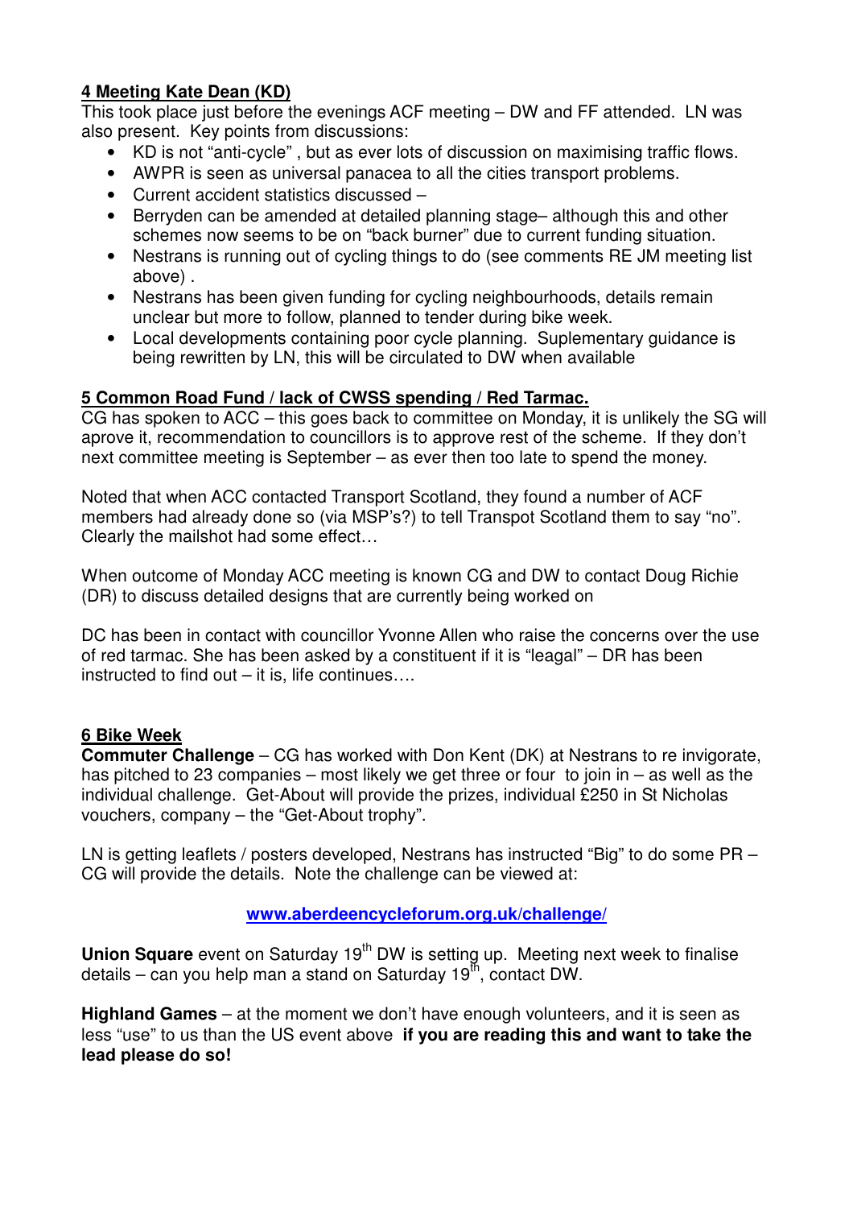## 4 Meeting Kate Dean (KD)

This took place just before the evenings ACF meeting – DW and FF attended. LN was also present. Key points from discussions:

- KD is not "anti-cycle" , but as ever lots of discussion on maximising traffic flows.
- AWPR is seen as universal panacea to all the cities transport problems.
- Current accident statistics discussed –
- Berryden can be amended at detailed planning stage– although this and other schemes now seems to be on "back burner" due to current funding situation.
- Nestrans is running out of cycling things to do (see comments RE JM meeting list above) .
- Nestrans has been given funding for cycling neighbourhoods, details remain unclear but more to follow, planned to tender during bike week.
- Local developments containing poor cycle planning. Suplementary guidance is being rewritten by LN, this will be circulated to DW when available

## 5 Common Road Fund / lack of CWSS spending / Red Tarmac.

CG has spoken to ACC – this goes back to committee on Monday, it is unlikely the SG will aprove it, recommendation to councillors is to approve rest of the scheme. If they don't next committee meeting is September – as ever then too late to spend the money.

Noted that when ACC contacted Transport Scotland, they found a number of ACF members had already done so (via MSP's?) to tell Transpot Scotland them to say "no". Clearly the mailshot had some effect…

When outcome of Monday ACC meeting is known CG and DW to contact Doug Richie (DR) to discuss detailed designs that are currently being worked on

DC has been in contact with councillor Yvonne Allen who raise the concerns over the use of red tarmac. She has been asked by a constituent if it is "leagal" – DR has been instructed to find out – it is, life continues….

## 6 Bike Week

**Commuter Challenge** – CG has worked with Don Kent (DK) at Nestrans to re invigorate, has pitched to 23 companies – most likely we get three or four to join in – as well as the individual challenge. Get-About will provide the prizes, individual £250 in St Nicholas vouchers, company – the "Get-About trophy".

LN is getting leaflets / posters developed, Nestrans has instructed "Big" to do some PR – CG will provide the details. Note the challenge can be viewed at:

www.aberdeencycleforum.org.uk/challenge/

**Union Square** event on Saturday 19th DW is setting up. Meeting next week to finalise details – can you help man a stand on Saturday 19th, contact DW.

**Highland Games** – at the moment we don't have enough volunteers, and it is seen as less "use" to us than the US event above **if you are reading this and want to take the lead please do so!**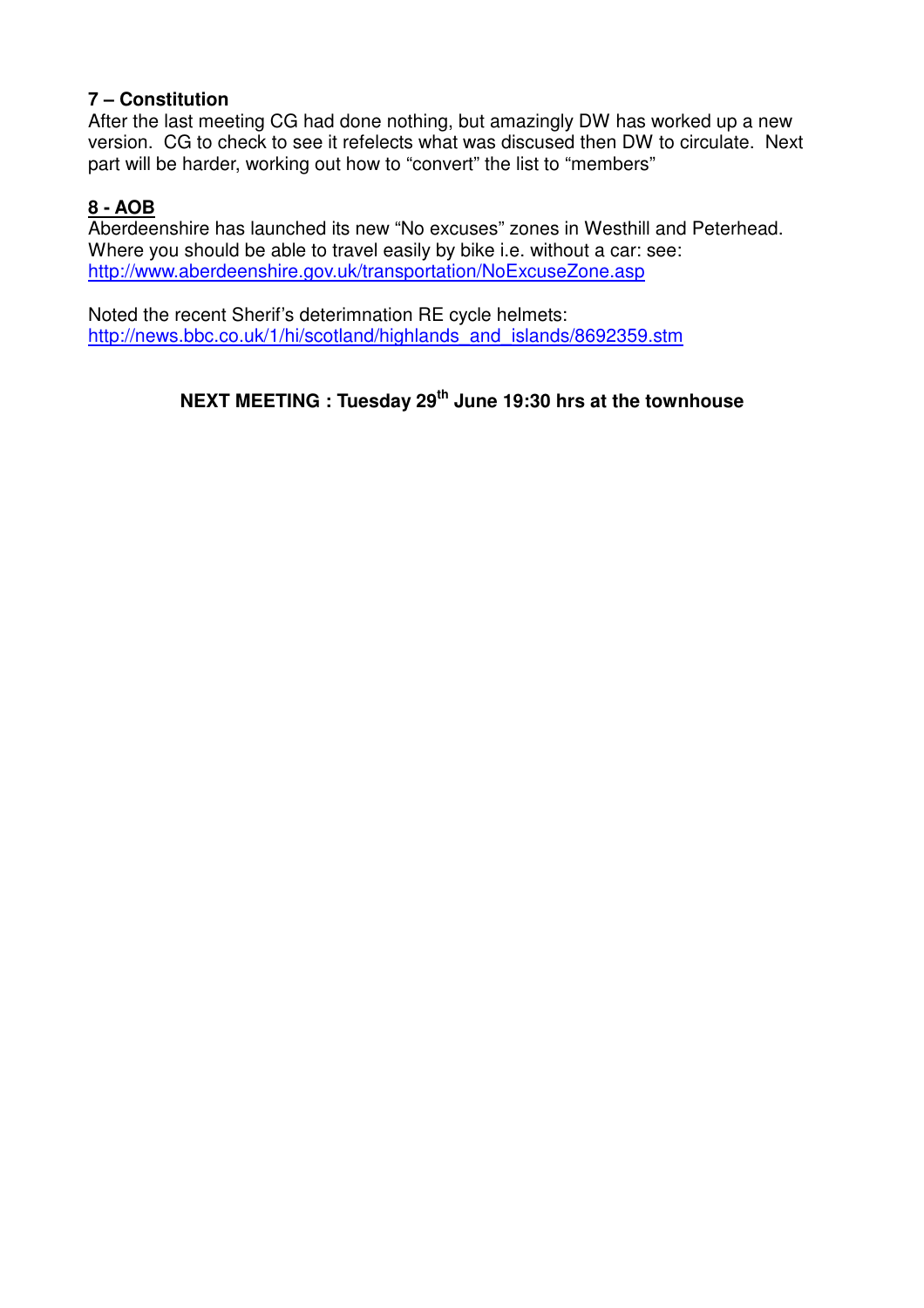**7 – Constitution**

After the last meeting CG had done nothing, but amazingly DW has worked up a new version. CG to check to see it refelects what was discused then DW to circulate. Next part will be harder, working out how to "convert" the list to "members"

**8 - AOB**

Aberdeenshire has launched its new "No excuses" zones in Westhill and Peterhead. Where you should be able to travel easily by bike i.e. without a car: see: http://www.aberdeenshire.gov.uk/transportation/NoExcuseZone.asp

Noted the recent Sherif's deterimnation RE cycle helmets: http://news.bbc.co.uk/1/hi/scotland/highlands_and_islands/8692359.stm

**NEXT MEETING : Tuesday 29th June 19:30 hrs at the townhouse**